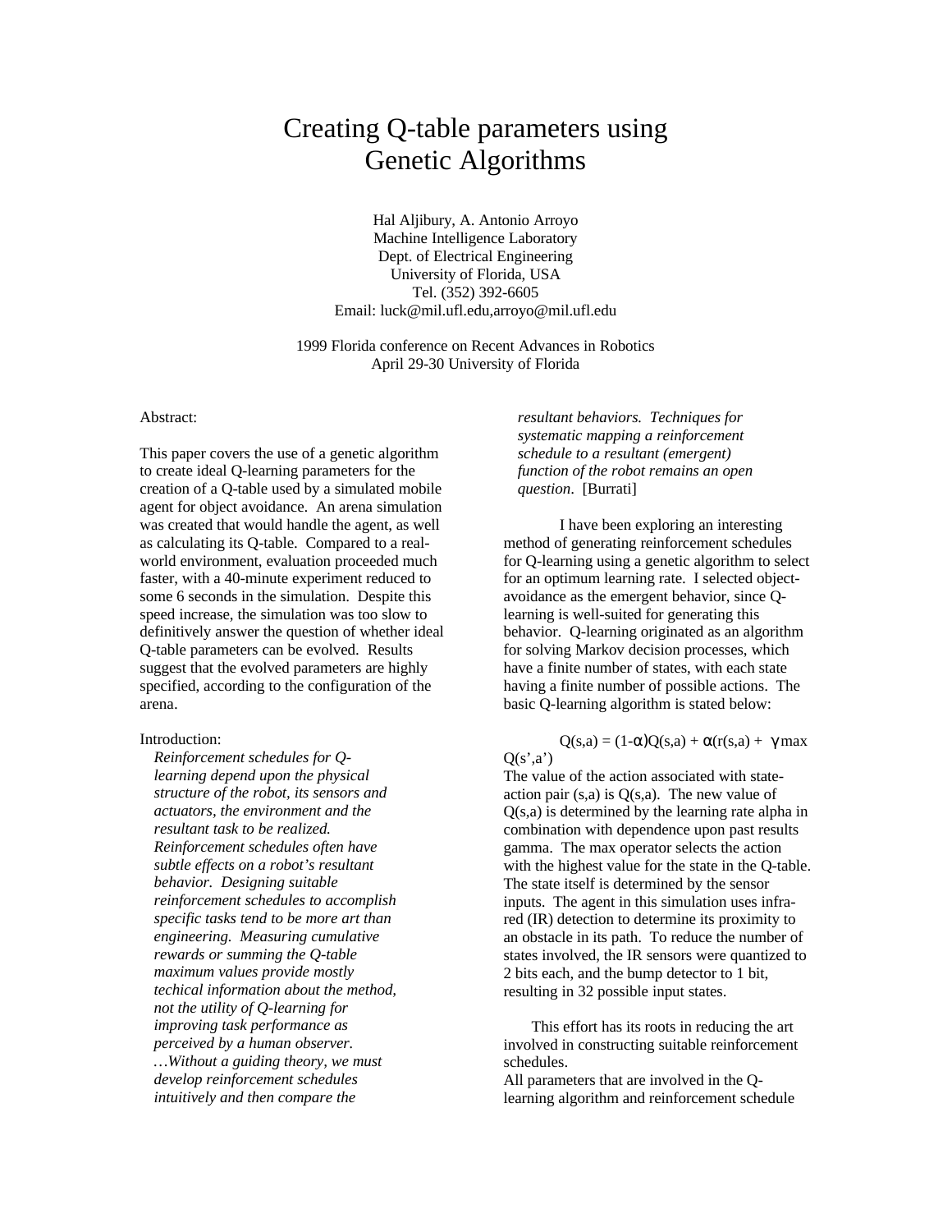# Creating Q-table parameters using Genetic Algorithms

Hal Aljibury, A. Antonio Arroyo
Machine Intelligence Laboratory
Dept. of Electrical Engineering
University of Florida, USA
Tel. (352) 392-6605
Email: luck@mil.ufl.edu,arroyo@mil.ufl.edu

1999 Florida conference on Recent Advances in Robotics
April 29-30 University of Florida

Abstract:

This paper covers the use of a genetic algorithm to create ideal Q-learning parameters for the creation of a Q-table used by a simulated mobile agent for object avoidance. An arena simulation was created that would handle the agent, as well as calculating its Q-table. Compared to a real-world environment, evaluation proceeded much faster, with a 40-minute experiment reduced to some 6 seconds in the simulation. Despite this speed increase, the simulation was too slow to definitively answer the question of whether ideal Q-table parameters can be evolved. Results suggest that the evolved parameters are highly specified, according to the configuration of the arena.

Introduction:

> *Reinforcement schedules for Q-learning depend upon the physical structure of the robot, its sensors and actuators, the environment and the resultant task to be realized. Reinforcement schedules often have subtle effects on a robot's resultant behavior. Designing suitable reinforcement schedules to accomplish specific tasks tend to be more art than engineering. Measuring cumulative rewards or summing the Q-table maximum values provide mostly techical information about the method, not the utility of Q-learning for improving task performance as perceived by a human observer. …Without a guiding theory, we must develop reinforcement schedules intuitively and then compare the resultant behaviors. Techniques for systematic mapping a reinforcement schedule to a resultant (emergent) function of the robot remains an open question*. [Burrati]

I have been exploring an interesting method of generating reinforcement schedules for Q-learning using a genetic algorithm to select for an optimum learning rate. I selected object-avoidance as the emergent behavior, since Q-learning is well-suited for generating this behavior. Q-learning originated as an algorithm for solving Markov decision processes, which have a finite number of states, with each state having a finite number of possible actions. The basic Q-learning algorithm is stated below:

$$Q(s,a) = (1-\alpha)Q(s,a) + \alpha(r(s,a) + \gamma \max Q(s',a'))$$

The value of the action associated with state-action pair (s,a) is Q(s,a). The new value of Q(s,a) is determined by the learning rate alpha in combination with dependence upon past results gamma. The max operator selects the action with the highest value for the state in the Q-table. The state itself is determined by the sensor inputs. The agent in this simulation uses infra-red (IR) detection to determine its proximity to an obstacle in its path. To reduce the number of states involved, the IR sensors were quantized to 2 bits each, and the bump detector to 1 bit, resulting in 32 possible input states.

This effort has its roots in reducing the art involved in constructing suitable reinforcement schedules.
All parameters that are involved in the Q-learning algorithm and reinforcement schedule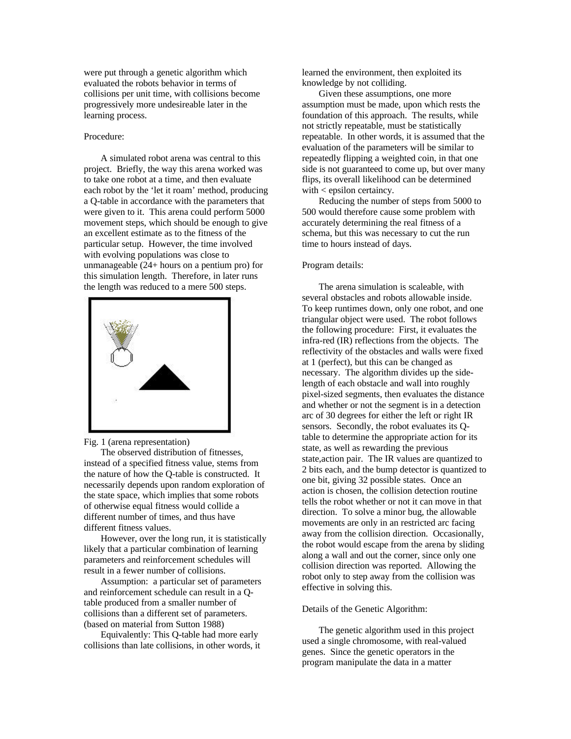were put through a genetic algorithm which evaluated the robots behavior in terms of collisions per unit time, with collisions become progressively more undesireable later in the learning process.

Procedure:

A simulated robot arena was central to this project. Briefly, the way this arena worked was to take one robot at a time, and then evaluate each robot by the 'let it roam' method, producing a Q-table in accordance with the parameters that were given to it. This arena could perform 5000 movement steps, which should be enough to give an excellent estimate as to the fitness of the particular setup. However, the time involved with evolving populations was close to unmanageable (24+ hours on a pentium pro) for this simulation length. Therefore, in later runs the length was reduced to a mere 500 steps.

Fig. 1 (arena representation)

The observed distribution of fitnesses, instead of a specified fitness value, stems from the nature of how the Q-table is constructed. It necessarily depends upon random exploration of the state space, which implies that some robots of otherwise equal fitness would collide a different number of times, and thus have different fitness values.

However, over the long run, it is statistically likely that a particular combination of learning parameters and reinforcement schedules will result in a fewer number of collisions.

Assumption: a particular set of parameters and reinforcement schedule can result in a Q-table produced from a smaller number of collisions than a different set of parameters. (based on material from Sutton 1988)

Equivalently: This Q-table had more early collisions than late collisions, in other words, it learned the environment, then exploited its knowledge by not colliding.

Given these assumptions, one more assumption must be made, upon which rests the foundation of this approach. The results, while not strictly repeatable, must be statistically repeatable. In other words, it is assumed that the evaluation of the parameters will be similar to repeatedly flipping a weighted coin, in that one side is not guaranteed to come up, but over many flips, its overall likelihood can be determined with < epsilon certaincy.

Reducing the number of steps from 5000 to 500 would therefore cause some problem with accurately determining the real fitness of a schema, but this was necessary to cut the run time to hours instead of days.

Program details:

The arena simulation is scaleable, with several obstacles and robots allowable inside. To keep runtimes down, only one robot, and one triangular object were used. The robot follows the following procedure: First, it evaluates the infra-red (IR) reflections from the objects. The reflectivity of the obstacles and walls were fixed at 1 (perfect), but this can be changed as necessary. The algorithm divides up the side-length of each obstacle and wall into roughly pixel-sized segments, then evaluates the distance and whether or not the segment is in a detection arc of 30 degrees for either the left or right IR sensors. Secondly, the robot evaluates its Q-table to determine the appropriate action for its state, as well as rewarding the previous state,action pair. The IR values are quantized to 2 bits each, and the bump detector is quantized to one bit, giving 32 possible states. Once an action is chosen, the collision detection routine tells the robot whether or not it can move in that direction. To solve a minor bug, the allowable movements are only in an restricted arc facing away from the collision direction. Occasionally, the robot would escape from the arena by sliding along a wall and out the corner, since only one collision direction was reported. Allowing the robot only to step away from the collision was effective in solving this.

Details of the Genetic Algorithm:

The genetic algorithm used in this project used a single chromosome, with real-valued genes. Since the genetic operators in the program manipulate the data in a matter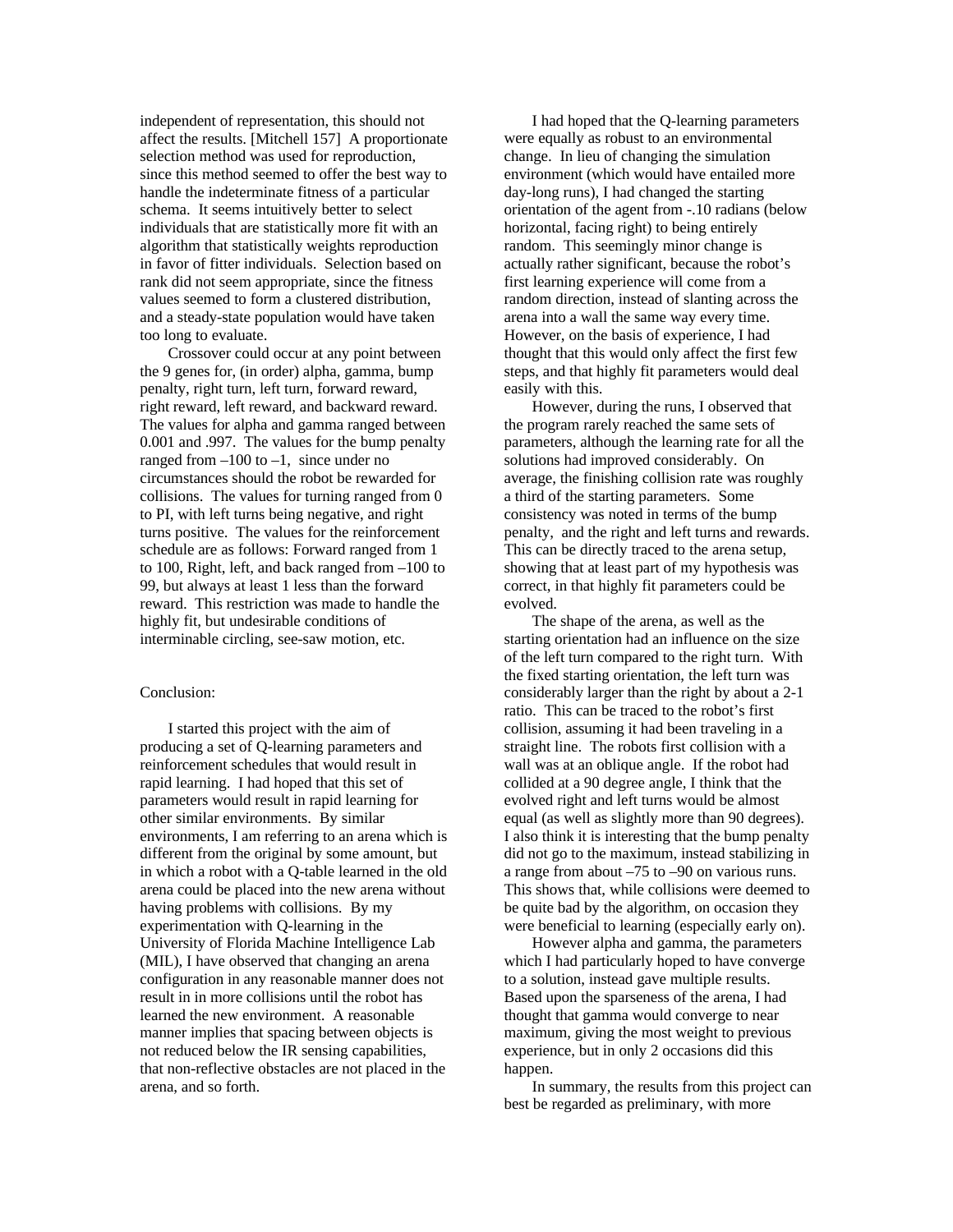independent of representation, this should not affect the results. [Mitchell 157] A proportionate selection method was used for reproduction, since this method seemed to offer the best way to handle the indeterminate fitness of a particular schema. It seems intuitively better to select individuals that are statistically more fit with an algorithm that statistically weights reproduction in favor of fitter individuals. Selection based on rank did not seem appropriate, since the fitness values seemed to form a clustered distribution, and a steady-state population would have taken too long to evaluate.

Crossover could occur at any point between the 9 genes for, (in order) alpha, gamma, bump penalty, right turn, left turn, forward reward, right reward, left reward, and backward reward. The values for alpha and gamma ranged between 0.001 and .997. The values for the bump penalty ranged from –100 to –1, since under no circumstances should the robot be rewarded for collisions. The values for turning ranged from 0 to PI, with left turns being negative, and right turns positive. The values for the reinforcement schedule are as follows: Forward ranged from 1 to 100, Right, left, and back ranged from –100 to 99, but always at least 1 less than the forward reward. This restriction was made to handle the highly fit, but undesirable conditions of interminable circling, see-saw motion, etc.

## Conclusion:

I started this project with the aim of producing a set of Q-learning parameters and reinforcement schedules that would result in rapid learning. I had hoped that this set of parameters would result in rapid learning for other similar environments. By similar environments, I am referring to an arena which is different from the original by some amount, but in which a robot with a Q-table learned in the old arena could be placed into the new arena without having problems with collisions. By my experimentation with Q-learning in the University of Florida Machine Intelligence Lab (MIL), I have observed that changing an arena configuration in any reasonable manner does not result in in more collisions until the robot has learned the new environment. A reasonable manner implies that spacing between objects is not reduced below the IR sensing capabilities, that non-reflective obstacles are not placed in the arena, and so forth.

I had hoped that the Q-learning parameters were equally as robust to an environmental change. In lieu of changing the simulation environment (which would have entailed more day-long runs), I had changed the starting orientation of the agent from -.10 radians (below horizontal, facing right) to being entirely random. This seemingly minor change is actually rather significant, because the robot's first learning experience will come from a random direction, instead of slanting across the arena into a wall the same way every time. However, on the basis of experience, I had thought that this would only affect the first few steps, and that highly fit parameters would deal easily with this.

However, during the runs, I observed that the program rarely reached the same sets of parameters, although the learning rate for all the solutions had improved considerably. On average, the finishing collision rate was roughly a third of the starting parameters. Some consistency was noted in terms of the bump penalty, and the right and left turns and rewards. This can be directly traced to the arena setup, showing that at least part of my hypothesis was correct, in that highly fit parameters could be evolved.

The shape of the arena, as well as the starting orientation had an influence on the size of the left turn compared to the right turn. With the fixed starting orientation, the left turn was considerably larger than the right by about a 2-1 ratio. This can be traced to the robot's first collision, assuming it had been traveling in a straight line. The robots first collision with a wall was at an oblique angle. If the robot had collided at a 90 degree angle, I think that the evolved right and left turns would be almost equal (as well as slightly more than 90 degrees). I also think it is interesting that the bump penalty did not go to the maximum, instead stabilizing in a range from about –75 to –90 on various runs. This shows that, while collisions were deemed to be quite bad by the algorithm, on occasion they were beneficial to learning (especially early on).

However alpha and gamma, the parameters which I had particularly hoped to have converge to a solution, instead gave multiple results. Based upon the sparseness of the arena, I had thought that gamma would converge to near maximum, giving the most weight to previous experience, but in only 2 occasions did this happen.

In summary, the results from this project can best be regarded as preliminary, with more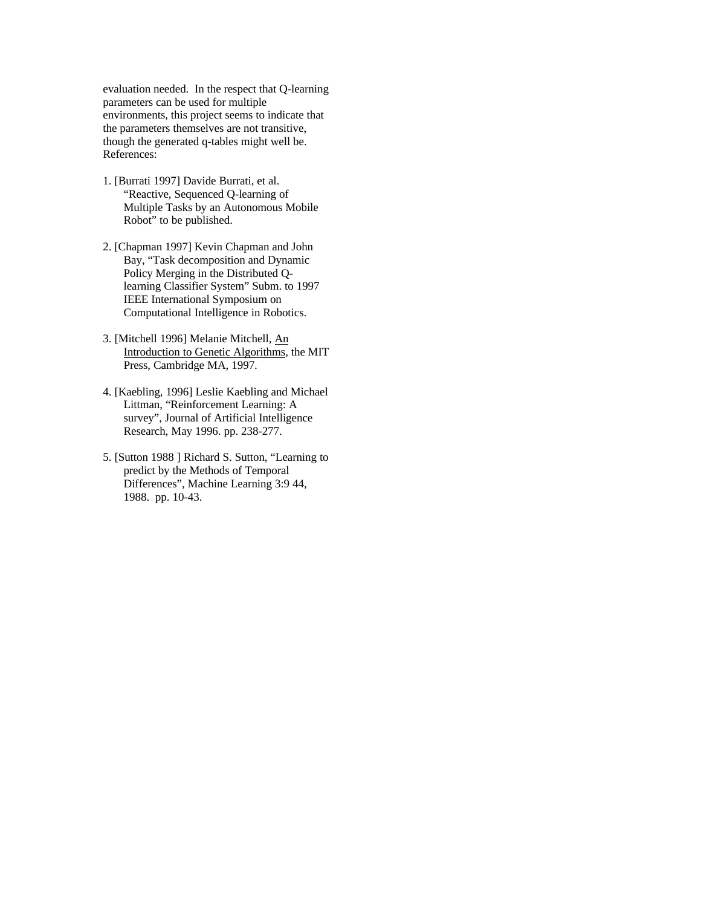evaluation needed. In the respect that Q-learning parameters can be used for multiple environments, this project seems to indicate that the parameters themselves are not transitive, though the generated q-tables might well be.

References:

1. [Burrati 1997] Davide Burrati, et al. "Reactive, Sequenced Q-learning of Multiple Tasks by an Autonomous Mobile Robot" to be published.

2. [Chapman 1997] Kevin Chapman and John Bay, "Task decomposition and Dynamic Policy Merging in the Distributed Q-learning Classifier System" Subm. to 1997 IEEE International Symposium on Computational Intelligence in Robotics.

3. [Mitchell 1996] Melanie Mitchell, An Introduction to Genetic Algorithms, the MIT Press, Cambridge MA, 1997.

4. [Kaebling, 1996] Leslie Kaebling and Michael Littman, "Reinforcement Learning: A survey", Journal of Artificial Intelligence Research, May 1996. pp. 238-277.

5. [Sutton 1988 ] Richard S. Sutton, "Learning to predict by the Methods of Temporal Differences", Machine Learning 3:9 44, 1988. pp. 10-43.